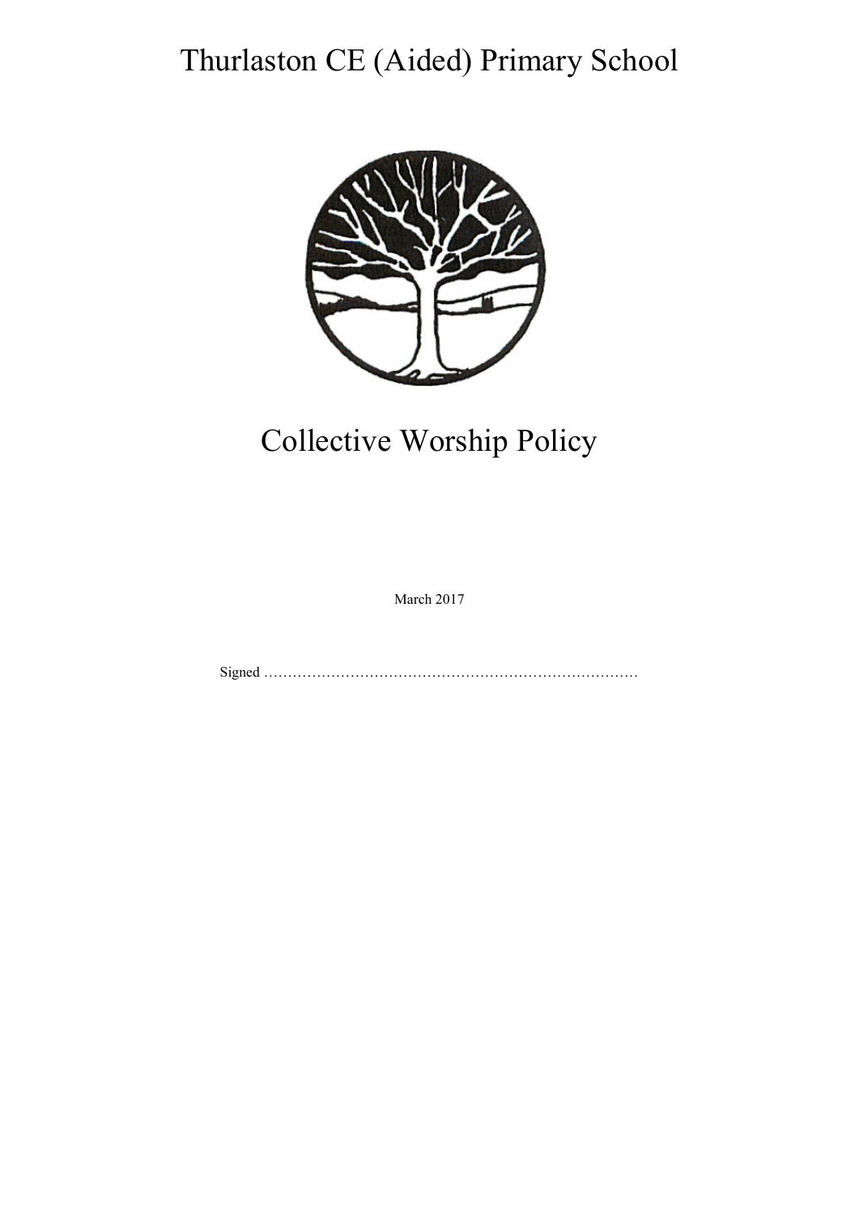# Thurlaston CE (Aided) Primary School

# Collective Worship Policy

March 2017

Signed …………………………………………………………………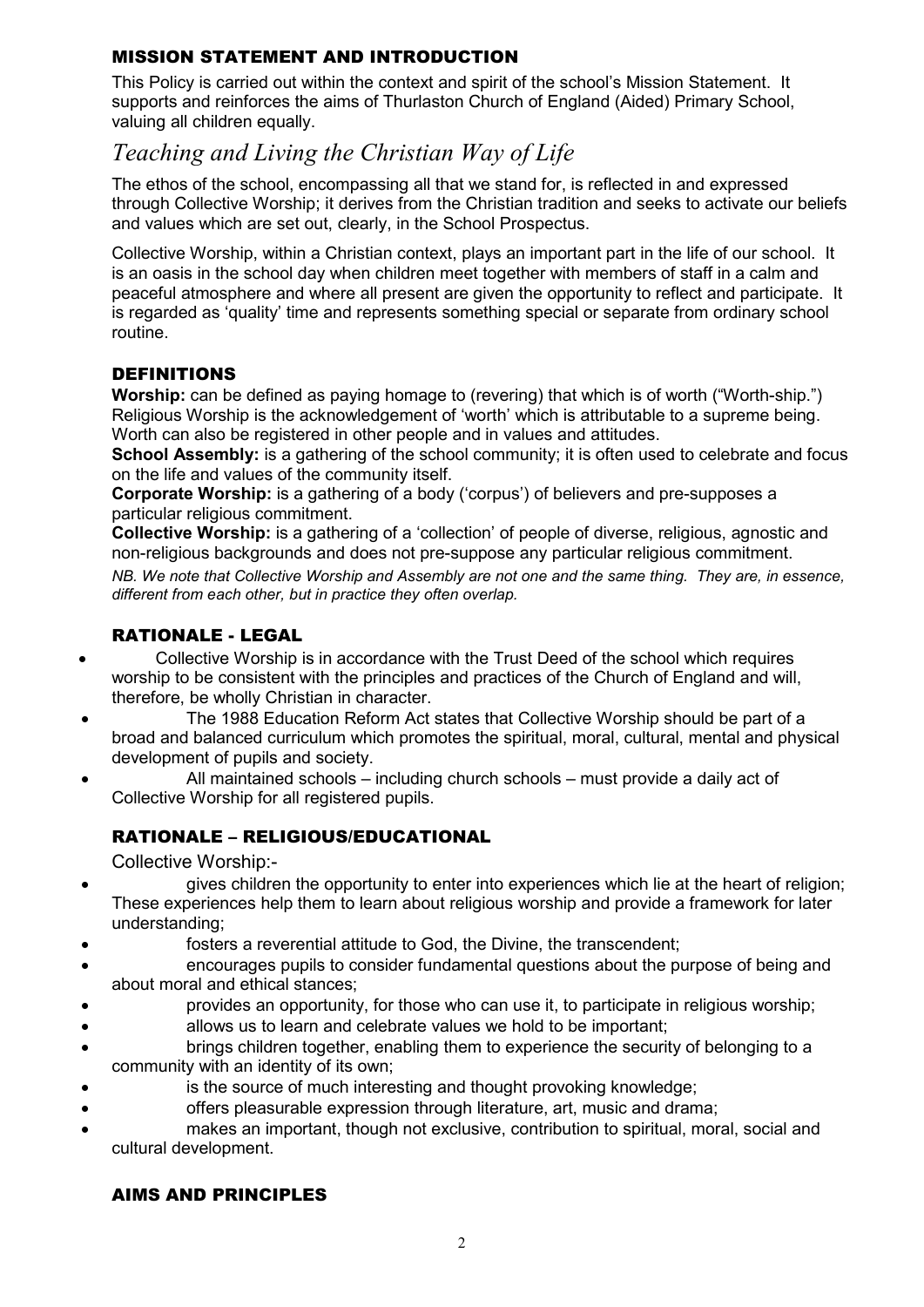## MISSION STATEMENT AND INTRODUCTION

This Policy is carried out within the context and spirit of the school's Mission Statement. It supports and reinforces the aims of Thurlaston Church of England (Aided) Primary School, valuing all children equally.

# *Teaching and Living the Christian Way of Life*

The ethos of the school, encompassing all that we stand for, is reflected in and expressed through Collective Worship; it derives from the Christian tradition and seeks to activate our beliefs and values which are set out, clearly, in the School Prospectus.

Collective Worship, within a Christian context, plays an important part in the life of our school. It is an oasis in the school day when children meet together with members of staff in a calm and peaceful atmosphere and where all present are given the opportunity to reflect and participate. It is regarded as 'quality' time and represents something special or separate from ordinary school routine.

## DEFINITIONS

**Worship:** can be defined as paying homage to (revering) that which is of worth ("Worth-ship.") Religious Worship is the acknowledgement of 'worth' which is attributable to a supreme being. Worth can also be registered in other people and in values and attitudes.

**School Assembly:** is a gathering of the school community; it is often used to celebrate and focus on the life and values of the community itself.

**Corporate Worship:** is a gathering of a body ('corpus') of believers and pre-supposes a particular religious commitment.

**Collective Worship:** is a gathering of a 'collection' of people of diverse, religious, agnostic and non-religious backgrounds and does not pre-suppose any particular religious commitment.

*NB. We note that Collective Worship and Assembly are not one and the same thing. They are, in essence, different from each other, but in practice they often overlap.*

## RATIONALE - LEGAL

- Collective Worship is in accordance with the Trust Deed of the school which requires worship to be consistent with the principles and practices of the Church of England and will, therefore, be wholly Christian in character.
- The 1988 Education Reform Act states that Collective Worship should be part of a broad and balanced curriculum which promotes the spiritual, moral, cultural, mental and physical development of pupils and society.
- All maintained schools – including church schools – must provide a daily act of Collective Worship for all registered pupils.

## RATIONALE – RELIGIOUS/EDUCATIONAL

Collective Worship:-

- gives children the opportunity to enter into experiences which lie at the heart of religion; These experiences help them to learn about religious worship and provide a framework for later understanding;
- fosters a reverential attitude to God, the Divine, the transcendent;
- encourages pupils to consider fundamental questions about the purpose of being and about moral and ethical stances;
- provides an opportunity, for those who can use it, to participate in religious worship;
- allows us to learn and celebrate values we hold to be important;
- brings children together, enabling them to experience the security of belonging to a community with an identity of its own;
- is the source of much interesting and thought provoking knowledge;
- offers pleasurable expression through literature, art, music and drama;
- makes an important, though not exclusive, contribution to spiritual, moral, social and cultural development.

## AIMS AND PRINCIPLES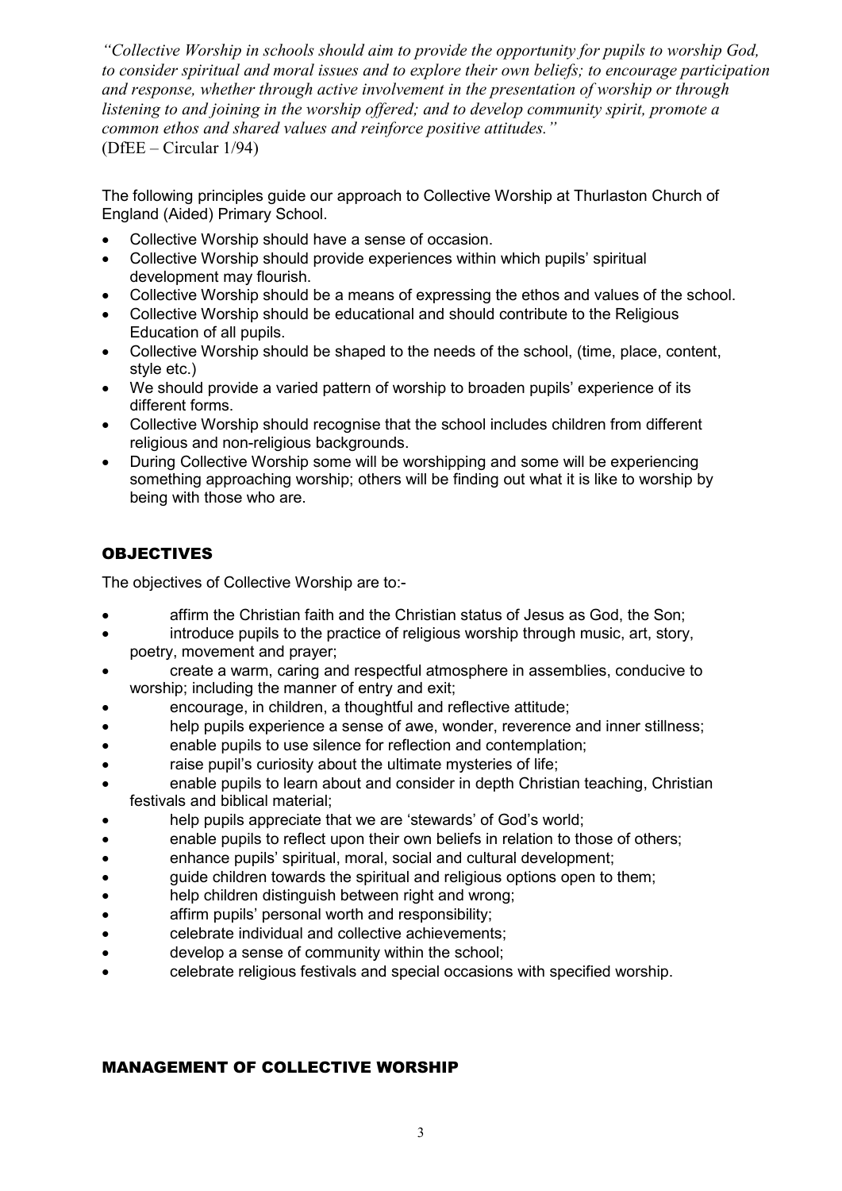*"Collective Worship in schools should aim to provide the opportunity for pupils to worship God, to consider spiritual and moral issues and to explore their own beliefs; to encourage participation and response, whether through active involvement in the presentation of worship or through listening to and joining in the worship offered; and to develop community spirit, promote a common ethos and shared values and reinforce positive attitudes."*
(DfEE – Circular 1/94)

The following principles guide our approach to Collective Worship at Thurlaston Church of England (Aided) Primary School.

- Collective Worship should have a sense of occasion.
- Collective Worship should provide experiences within which pupils' spiritual development may flourish.
- Collective Worship should be a means of expressing the ethos and values of the school.
- Collective Worship should be educational and should contribute to the Religious Education of all pupils.
- Collective Worship should be shaped to the needs of the school, (time, place, content, style etc.)
- We should provide a varied pattern of worship to broaden pupils' experience of its different forms.
- Collective Worship should recognise that the school includes children from different religious and non-religious backgrounds.
- During Collective Worship some will be worshipping and some will be experiencing something approaching worship; others will be finding out what it is like to worship by being with those who are.

## OBJECTIVES

The objectives of Collective Worship are to:-

- affirm the Christian faith and the Christian status of Jesus as God, the Son;
- introduce pupils to the practice of religious worship through music, art, story, poetry, movement and prayer;
- create a warm, caring and respectful atmosphere in assemblies, conducive to worship; including the manner of entry and exit;
- encourage, in children, a thoughtful and reflective attitude;
- help pupils experience a sense of awe, wonder, reverence and inner stillness;
- enable pupils to use silence for reflection and contemplation;
- raise pupil's curiosity about the ultimate mysteries of life;
- enable pupils to learn about and consider in depth Christian teaching, Christian festivals and biblical material;
- help pupils appreciate that we are 'stewards' of God's world;
- enable pupils to reflect upon their own beliefs in relation to those of others;
- enhance pupils' spiritual, moral, social and cultural development;
- guide children towards the spiritual and religious options open to them;
- help children distinguish between right and wrong;
- affirm pupils' personal worth and responsibility;
- celebrate individual and collective achievements;
- develop a sense of community within the school;
- celebrate religious festivals and special occasions with specified worship.

## MANAGEMENT OF COLLECTIVE WORSHIP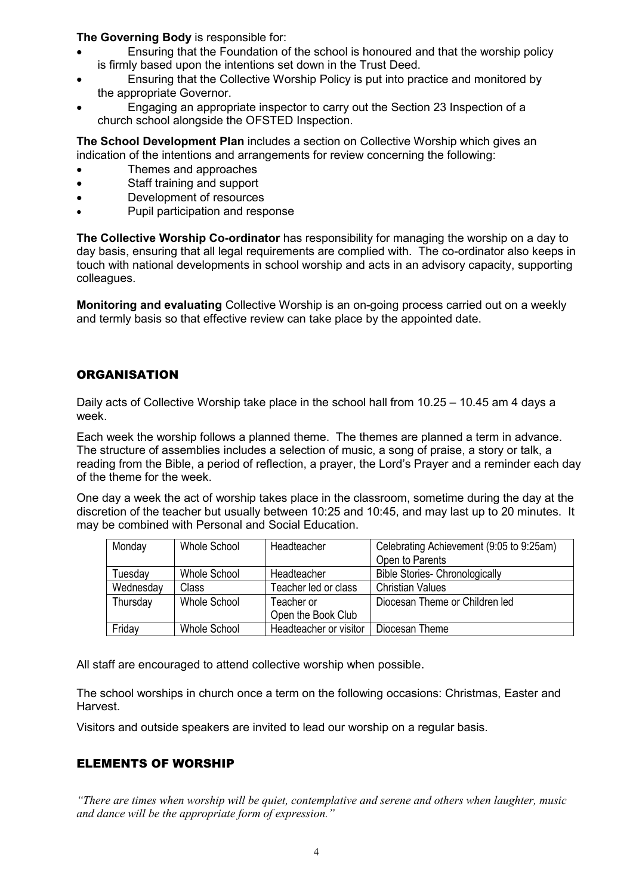**The Governing Body** is responsible for:

- Ensuring that the Foundation of the school is honoured and that the worship policy is firmly based upon the intentions set down in the Trust Deed.
- Ensuring that the Collective Worship Policy is put into practice and monitored by the appropriate Governor.
- Engaging an appropriate inspector to carry out the Section 23 Inspection of a church school alongside the OFSTED Inspection.

**The School Development Plan** includes a section on Collective Worship which gives an indication of the intentions and arrangements for review concerning the following:

- Themes and approaches
- Staff training and support
- Development of resources
- Pupil participation and response

**The Collective Worship Co-ordinator** has responsibility for managing the worship on a day to day basis, ensuring that all legal requirements are complied with. The co-ordinator also keeps in touch with national developments in school worship and acts in an advisory capacity, supporting colleagues.

**Monitoring and evaluating** Collective Worship is an on-going process carried out on a weekly and termly basis so that effective review can take place by the appointed date.

## ORGANISATION

Daily acts of Collective Worship take place in the school hall from 10.25 – 10.45 am 4 days a week.

Each week the worship follows a planned theme. The themes are planned a term in advance. The structure of assemblies includes a selection of music, a song of praise, a story or talk, a reading from the Bible, a period of reflection, a prayer, the Lord's Prayer and a reminder each day of the theme for the week.

One day a week the act of worship takes place in the classroom, sometime during the day at the discretion of the teacher but usually between 10:25 and 10:45, and may last up to 20 minutes. It may be combined with Personal and Social Education.

| Monday | Whole School | Headteacher | Celebrating Achievement (9:05 to 9:25am) Open to Parents |
|---|---|---|---|
| Tuesday | Whole School | Headteacher | Bible Stories- Chronologically |
| Wednesday | Class | Teacher led or class | Christian Values |
| Thursday | Whole School | Teacher or Open the Book Club | Diocesan Theme or Children led |
| Friday | Whole School | Headteacher or visitor | Diocesan Theme |

All staff are encouraged to attend collective worship when possible.

The school worships in church once a term on the following occasions: Christmas, Easter and Harvest.

Visitors and outside speakers are invited to lead our worship on a regular basis.

## ELEMENTS OF WORSHIP

*"There are times when worship will be quiet, contemplative and serene and others when laughter, music and dance will be the appropriate form of expression."*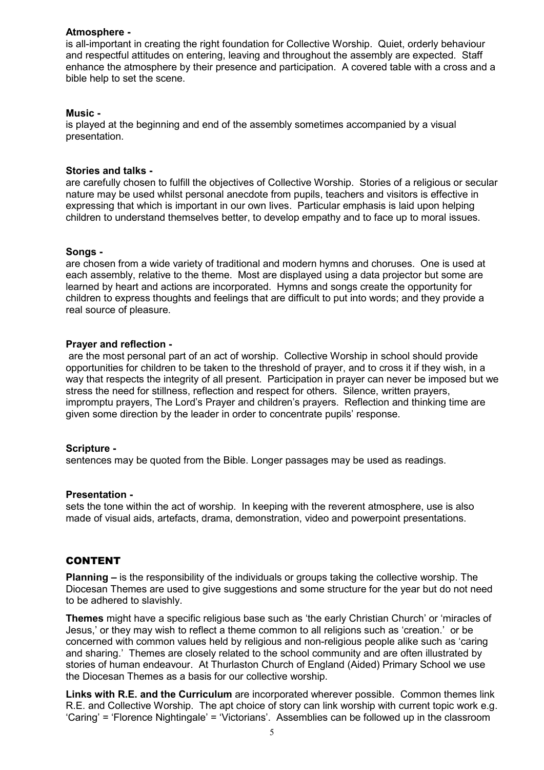**Atmosphere -**

is all-important in creating the right foundation for Collective Worship. Quiet, orderly behaviour and respectful attitudes on entering, leaving and throughout the assembly are expected. Staff enhance the atmosphere by their presence and participation. A covered table with a cross and a bible help to set the scene.

**Music -**

is played at the beginning and end of the assembly sometimes accompanied by a visual presentation.

**Stories and talks -**

are carefully chosen to fulfill the objectives of Collective Worship. Stories of a religious or secular nature may be used whilst personal anecdote from pupils, teachers and visitors is effective in expressing that which is important in our own lives. Particular emphasis is laid upon helping children to understand themselves better, to develop empathy and to face up to moral issues.

**Songs -**

are chosen from a wide variety of traditional and modern hymns and choruses. One is used at each assembly, relative to the theme. Most are displayed using a data projector but some are learned by heart and actions are incorporated. Hymns and songs create the opportunity for children to express thoughts and feelings that are difficult to put into words; and they provide a real source of pleasure.

**Prayer and reflection -**

are the most personal part of an act of worship. Collective Worship in school should provide opportunities for children to be taken to the threshold of prayer, and to cross it if they wish, in a way that respects the integrity of all present. Participation in prayer can never be imposed but we stress the need for stillness, reflection and respect for others. Silence, written prayers, impromptu prayers, The Lord's Prayer and children's prayers. Reflection and thinking time are given some direction by the leader in order to concentrate pupils' response.

**Scripture -**

sentences may be quoted from the Bible. Longer passages may be used as readings.

**Presentation -**

sets the tone within the act of worship. In keeping with the reverent atmosphere, use is also made of visual aids, artefacts, drama, demonstration, video and powerpoint presentations.

## CONTENT

**Planning –** is the responsibility of the individuals or groups taking the collective worship. The Diocesan Themes are used to give suggestions and some structure for the year but do not need to be adhered to slavishly.

**Themes** might have a specific religious base such as 'the early Christian Church' or 'miracles of Jesus,' or they may wish to reflect a theme common to all religions such as 'creation.' or be concerned with common values held by religious and non-religious people alike such as 'caring and sharing.' Themes are closely related to the school community and are often illustrated by stories of human endeavour. At Thurlaston Church of England (Aided) Primary School we use the Diocesan Themes as a basis for our collective worship.

**Links with R.E. and the Curriculum** are incorporated wherever possible. Common themes link R.E. and Collective Worship. The apt choice of story can link worship with current topic work e.g. 'Caring' = 'Florence Nightingale' = 'Victorians'. Assemblies can be followed up in the classroom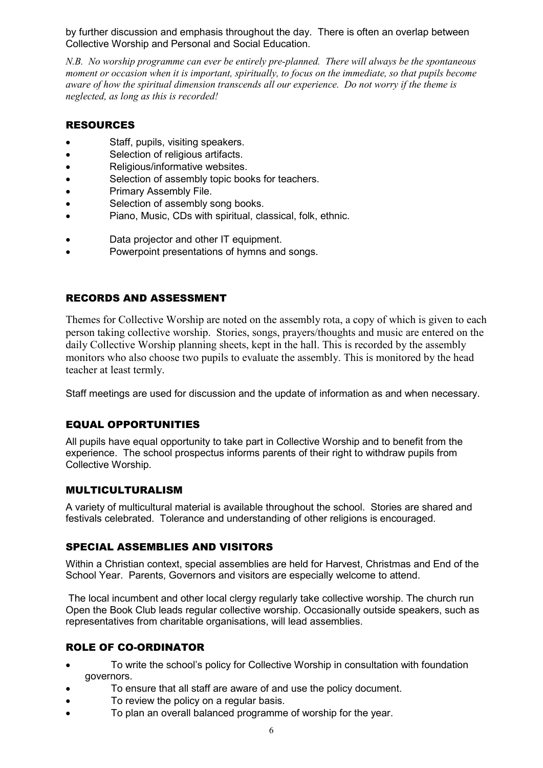by further discussion and emphasis throughout the day. There is often an overlap between Collective Worship and Personal and Social Education.

*N.B. No worship programme can ever be entirely pre-planned. There will always be the spontaneous moment or occasion when it is important, spiritually, to focus on the immediate, so that pupils become aware of how the spiritual dimension transcends all our experience. Do not worry if the theme is neglected, as long as this is recorded!*

## RESOURCES

- Staff, pupils, visiting speakers.
- Selection of religious artifacts.
- Religious/informative websites.
- Selection of assembly topic books for teachers.
- Primary Assembly File.
- Selection of assembly song books.
- Piano, Music, CDs with spiritual, classical, folk, ethnic.
- Data projector and other IT equipment.
- Powerpoint presentations of hymns and songs.

## RECORDS AND ASSESSMENT

Themes for Collective Worship are noted on the assembly rota, a copy of which is given to each person taking collective worship. Stories, songs, prayers/thoughts and music are entered on the daily Collective Worship planning sheets, kept in the hall. This is recorded by the assembly monitors who also choose two pupils to evaluate the assembly. This is monitored by the head teacher at least termly.

Staff meetings are used for discussion and the update of information as and when necessary.

## EQUAL OPPORTUNITIES

All pupils have equal opportunity to take part in Collective Worship and to benefit from the experience. The school prospectus informs parents of their right to withdraw pupils from Collective Worship.

## MULTICULTURALISM

A variety of multicultural material is available throughout the school. Stories are shared and festivals celebrated. Tolerance and understanding of other religions is encouraged.

## SPECIAL ASSEMBLIES AND VISITORS

Within a Christian context, special assemblies are held for Harvest, Christmas and End of the School Year. Parents, Governors and visitors are especially welcome to attend.

The local incumbent and other local clergy regularly take collective worship. The church run Open the Book Club leads regular collective worship. Occasionally outside speakers, such as representatives from charitable organisations, will lead assemblies.

## ROLE OF CO-ORDINATOR

- To write the school's policy for Collective Worship in consultation with foundation governors.
- To ensure that all staff are aware of and use the policy document.
- To review the policy on a regular basis.
- To plan an overall balanced programme of worship for the year.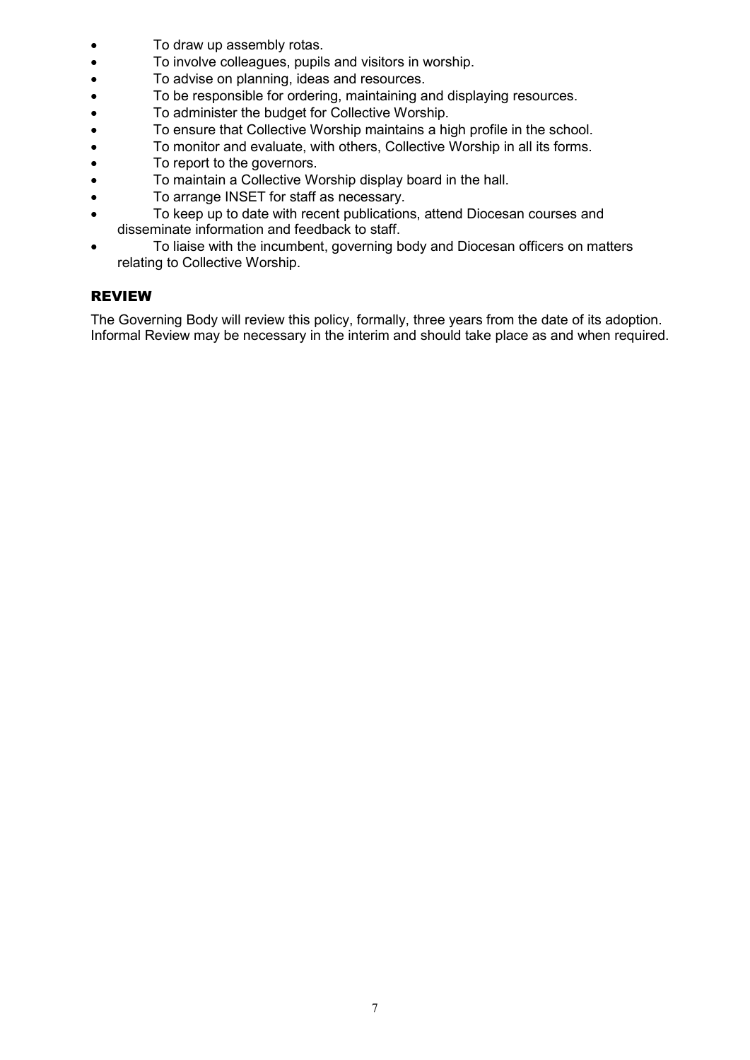- To draw up assembly rotas.
- To involve colleagues, pupils and visitors in worship.
- To advise on planning, ideas and resources.
- To be responsible for ordering, maintaining and displaying resources.
- To administer the budget for Collective Worship.
- To ensure that Collective Worship maintains a high profile in the school.
- To monitor and evaluate, with others, Collective Worship in all its forms.
- To report to the governors.
- To maintain a Collective Worship display board in the hall.
- To arrange INSET for staff as necessary.
- To keep up to date with recent publications, attend Diocesan courses and disseminate information and feedback to staff.
- To liaise with the incumbent, governing body and Diocesan officers on matters relating to Collective Worship.

## REVIEW

The Governing Body will review this policy, formally, three years from the date of its adoption. Informal Review may be necessary in the interim and should take place as and when required.